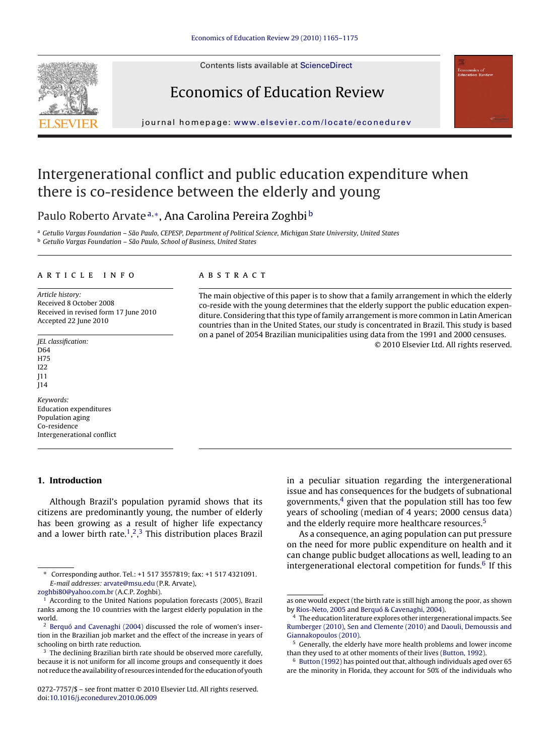# Intergenerational conflict and public education expenditure when there is co-residence between the elderly and young

Paulo Roberto Arvate[a,*], Ana Carolina Pereira Zoghbi[b]

[a] *Getulio Vargas Foundation – São Paulo, CEPESP, Department of Political Science, Michigan State University, United States*
[b] *Getulio Vargas Foundation – São Paulo, School of Business, United States*

## ARTICLE INFO

*Article history:*
Received 8 October 2008
Received in revised form 17 June 2010
Accepted 22 June 2010

*JEL classification:*
D64
H75
I22
J11
J14

*Keywords:*
Education expenditures
Population aging
Co-residence
Intergenerational conflict

## ABSTRACT

The main objective of this paper is to show that a family arrangement in which the elderly co-reside with the young determines that the elderly support the public education expenditure. Considering that this type of family arrangement is more common in Latin American countries than in the United States, our study is concentrated in Brazil. This study is based on a panel of 2054 Brazilian municipalities using data from the 1991 and 2000 censuses.

© 2010 Elsevier Ltd. All rights reserved.

## 1. Introduction

Although Brazil's population pyramid shows that its citizens are predominantly young, the number of elderly has been growing as a result of higher life expectancy and a lower birth rate.[1,2,3] This distribution places Brazil in a peculiar situation regarding the intergenerational issue and has consequences for the budgets of subnational governments,[4] given that the population still has too few years of schooling (median of 4 years; 2000 census data) and the elderly require more healthcare resources.[5]

As a consequence, an aging population can put pressure on the need for more public expenditure on health and it can change public budget allocations as well, leading to an intergenerational electoral competition for funds.[6] If this

---

\* Corresponding author. Tel.: +1 517 3557819; fax: +1 517 4321091.
*E-mail addresses:* arvate@msu.edu (P.R. Arvate), zoghbi80@yahoo.com.br (A.C.P. Zoghbi).

[1] According to the United Nations population forecasts (2005), Brazil ranks among the 10 countries with the largest elderly population in the world.

[2] Berquó and Cavenaghi (2004) discussed the role of women's insertion in the Brazilian job market and the effect of the increase in years of schooling on birth rate reduction.

[3] The declining Brazilian birth rate should be observed more carefully, because it is not uniform for all income groups and consequently it does not reduce the availability of resources intended for the education of youth as one would expect (the birth rate is still high among the poor, as shown by Rios-Neto, 2005 and Berquó & Cavenaghi, 2004).

[4] The education literature explores other intergenerational impacts. See Rumberger (2010), Sen and Clemente (2010) and Daouli, Demoussis and Giannakopoulos (2010).

[5] Generally, the elderly have more health problems and lower income than they used to at other moments of their lives (Button, 1992).

[6] Button (1992) has pointed out that, although individuals aged over 65 are the minority in Florida, they account for 50% of the individuals who

0272-7757/$ – see front matter © 2010 Elsevier Ltd. All rights reserved.
doi:10.1016/j.econedurev.2010.06.009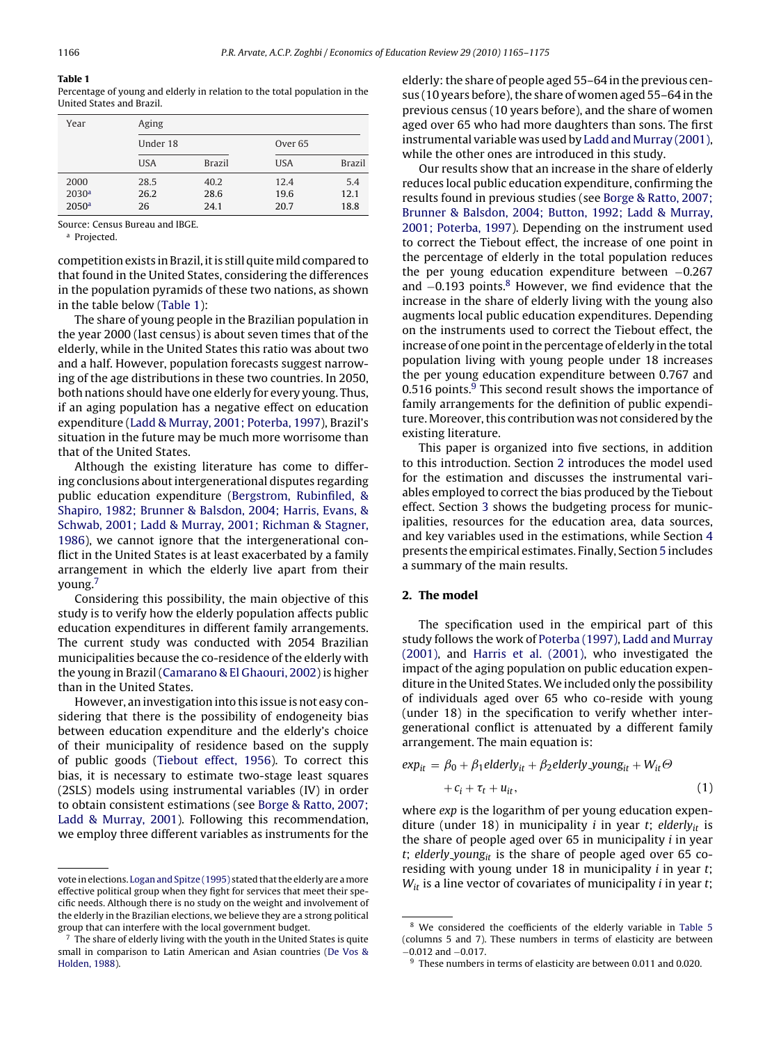**Table 1**
Percentage of young and elderly in relation to the total population in the United States and Brazil.

| Year | Aging | | | |
|---|---|---|---|---|
| | Under 18 | | Over 65 | |
| | USA | Brazil | USA | Brazil |
| 2000 | 28.5 | 40.2 | 12.4 | 5.4 |
| 2030[a] | 26.2 | 28.6 | 19.6 | 12.1 |
| 2050[a] | 26 | 24.1 | 20.7 | 18.8 |

Source: Census Bureau and IBGE.
[a] Projected.

competition exists in Brazil, it is still quite mild compared to that found in the United States, considering the differences in the population pyramids of these two nations, as shown in the table below (Table 1):

The share of young people in the Brazilian population in the year 2000 (last census) is about seven times that of the elderly, while in the United States this ratio was about two and a half. However, population forecasts suggest narrowing of the age distributions in these two countries. In 2050, both nations should have one elderly for every young. Thus, if an aging population has a negative effect on education expenditure (Ladd & Murray, 2001; Poterba, 1997), Brazil's situation in the future may be much more worrisome than that of the United States.

Although the existing literature has come to differing conclusions about intergenerational disputes regarding public education expenditure (Bergstrom, Rubinfiled, & Shapiro, 1982; Brunner & Balsdon, 2004; Harris, Evans, & Schwab, 2001; Ladd & Murray, 2001; Richman & Stagner, 1986), we cannot ignore that the intergenerational conflict in the United States is at least exacerbated by a family arrangement in which the elderly live apart from their young.[7]

Considering this possibility, the main objective of this study is to verify how the elderly population affects public education expenditures in different family arrangements. The current study was conducted with 2054 Brazilian municipalities because the co-residence of the elderly with the young in Brazil (Camarano & El Ghaouri, 2002) is higher than in the United States.

However, an investigation into this issue is not easy considering that there is the possibility of endogeneity bias between education expenditure and the elderly's choice of their municipality of residence based on the supply of public goods (Tiebout effect, 1956). To correct this bias, it is necessary to estimate two-stage least squares (2SLS) models using instrumental variables (IV) in order to obtain consistent estimations (see Borge & Ratto, 2007; Ladd & Murray, 2001). Following this recommendation, we employ three different variables as instruments for the elderly: the share of people aged 55–64 in the previous census (10 years before), the share of women aged 55–64 in the previous census (10 years before), and the share of women aged over 65 who had more daughters than sons. The first instrumental variable was used by Ladd and Murray (2001), while the other ones are introduced in this study.

Our results show that an increase in the share of elderly reduces local public education expenditure, confirming the results found in previous studies (see Borge & Ratto, 2007; Brunner & Balsdon, 2004; Button, 1992; Ladd & Murray, 2001; Poterba, 1997). Depending on the instrument used to correct the Tiebout effect, the increase of one point in the percentage of elderly in the total population reduces the per young education expenditure between −0.267 and −0.193 points.[8] However, we find evidence that the increase in the share of elderly living with the young also augments local public education expenditures. Depending on the instruments used to correct the Tiebout effect, the increase of one point in the percentage of elderly in the total population living with young people under 18 increases the per young education expenditure between 0.767 and 0.516 points.[9] This second result shows the importance of family arrangements for the definition of public expenditure. Moreover, this contribution was not considered by the existing literature.

This paper is organized into five sections, in addition to this introduction. Section 2 introduces the model used for the estimation and discusses the instrumental variables employed to correct the bias produced by the Tiebout effect. Section 3 shows the budgeting process for municipalities, resources for the education area, data sources, and key variables used in the estimations, while Section 4 presents the empirical estimates. Finally, Section 5 includes a summary of the main results.

## 2. The model

The specification used in the empirical part of this study follows the work of Poterba (1997), Ladd and Murray (2001), and Harris et al. (2001), who investigated the impact of the aging population on public education expenditure in the United States. We included only the possibility of individuals aged over 65 who co-reside with young (under 18) in the specification to verify whether intergenerational conflict is attenuated by a different family arrangement. The main equation is:

$$exp_{it} = \beta_0 + \beta_1 elderly_{it} + \beta_2 elderly\_young_{it} + W_{it}\Theta + c_i + \tau_t + u_{it}, \quad (1)$$

where *exp* is the logarithm of per young education expenditure (under 18) in municipality $i$ in year $t$; $elderly_{it}$ is the share of people aged over 65 in municipality $i$ in year $t$; $elderly\_young_{it}$ is the share of people aged over 65 co-residing with young under 18 in municipality $i$ in year $t$; $W_{it}$ is a line vector of covariates of municipality $i$ in year $t$;

---

vote in elections. Logan and Spitze (1995) stated that the elderly are a more effective political group when they fight for services that meet their specific needs. Although there is no study on the weight and involvement of the elderly in the Brazilian elections, we believe they are a strong political group that can interfere with the local government budget.

[7] The share of elderly living with the youth in the United States is quite small in comparison to Latin American and Asian countries (De Vos & Holden, 1988).

[8] We considered the coefficients of the elderly variable in Table 5 (columns 5 and 7). These numbers in terms of elasticity are between −0.012 and −0.017.

[9] These numbers in terms of elasticity are between 0.011 and 0.020.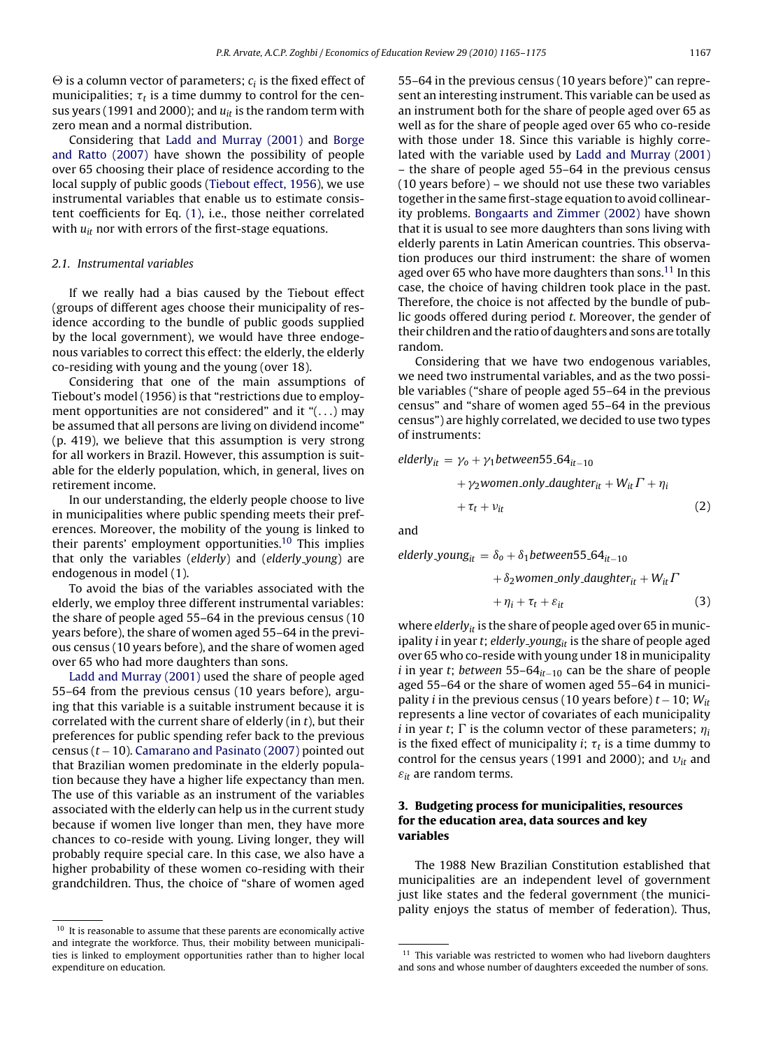$\Theta$ is a column vector of parameters; $c_i$ is the fixed effect of municipalities; $\tau_t$ is a time dummy to control for the census years (1991 and 2000); and $u_{it}$ is the random term with zero mean and a normal distribution.

Considering that Ladd and Murray (2001) and Borge and Ratto (2007) have shown the possibility of people over 65 choosing their place of residence according to the local supply of public goods (Tiebout effect, 1956), we use instrumental variables that enable us to estimate consistent coefficients for Eq. (1), i.e., those neither correlated with $u_{it}$ nor with errors of the first-stage equations.

### 2.1. Instrumental variables

If we really had a bias caused by the Tiebout effect (groups of different ages choose their municipality of residence according to the bundle of public goods supplied by the local government), we would have three endogenous variables to correct this effect: the elderly, the elderly co-residing with young and the young (over 18).

Considering that one of the main assumptions of Tiebout's model (1956) is that "restrictions due to employment opportunities are not considered" and it "(...) may be assumed that all persons are living on dividend income" (p. 419), we believe that this assumption is very strong for all workers in Brazil. However, this assumption is suitable for the elderly population, which, in general, lives on retirement income.

In our understanding, the elderly people choose to live in municipalities where public spending meets their preferences. Moreover, the mobility of the young is linked to their parents' employment opportunities.[10] This implies that only the variables (*elderly*) and (*elderly_young*) are endogenous in model (1).

To avoid the bias of the variables associated with the elderly, we employ three different instrumental variables: the share of people aged 55–64 in the previous census (10 years before), the share of women aged 55–64 in the previous census (10 years before), and the share of women aged over 65 who had more daughters than sons.

Ladd and Murray (2001) used the share of people aged 55–64 from the previous census (10 years before), arguing that this variable is a suitable instrument because it is correlated with the current share of elderly (in $t$), but their preferences for public spending refer back to the previous census ($t-10$). Camarano and Pasinato (2007) pointed out that Brazilian women predominate in the elderly population because they have a higher life expectancy than men. The use of this variable as an instrument of the variables associated with the elderly can help us in the current study because if women live longer than men, they have more chances to co-reside with young. Living longer, they will probably require special care. In this case, we also have a higher probability of these women co-residing with their grandchildren. Thus, the choice of "share of women aged 55–64 in the previous census (10 years before)" can represent an interesting instrument. This variable can be used as an instrument both for the share of people aged over 65 as well as for the share of people aged over 65 who co-reside with those under 18. Since this variable is highly correlated with the variable used by Ladd and Murray (2001) – the share of people aged 55–64 in the previous census (10 years before) – we should not use these two variables together in the same first-stage equation to avoid collinearity problems. Bongaarts and Zimmer (2002) have shown that it is usual to see more daughters than sons living with elderly parents in Latin American countries. This observation produces our third instrument: the share of women aged over 65 who have more daughters than sons.[11] In this case, the choice of having children took place in the past. Therefore, the choice is not affected by the bundle of public goods offered during period $t$. Moreover, the gender of their children and the ratio of daughters and sons are totally random.

Considering that we have two endogenous variables, we need two instrumental variables, and as the two possible variables ("share of people aged 55–64 in the previous census" and "share of women aged 55–64 in the previous census") are highly correlated, we decided to use two types of instruments:

$$elderly_{it} = \gamma_o + \gamma_1 between55\_64_{it-10} + \gamma_2 women\_only\_daughter_{it} + W_{it}\Gamma + \eta_i + \tau_t + \upsilon_{it} \tag{2}$$

and

$$elderly\_young_{it} = \delta_o + \delta_1 between55\_64_{it-10} + \delta_2 women\_only\_daughter_{it} + W_{it}\Gamma + \eta_i + \tau_t + \varepsilon_{it} \tag{3}$$

where $elderly_{it}$ is the share of people aged over 65 in municipality $i$ in year $t$; $elderly\_young_{it}$ is the share of people aged over 65 who co-reside with young under 18 in municipality $i$ in year $t$; $between\ 55–64_{it-10}$ can be the share of people aged 55–64 or the share of women aged 55–64 in municipality $i$ in the previous census (10 years before) $t-10$; $W_{it}$ represents a line vector of covariates of each municipality $i$ in year $t$; $\Gamma$ is the column vector of these parameters; $\eta_i$ is the fixed effect of municipality $i$; $\tau_t$ is a time dummy to control for the census years (1991 and 2000); and $\upsilon_{it}$ and $\varepsilon_{it}$ are random terms.

## 3. Budgeting process for municipalities, resources for the education area, data sources and key variables

The 1988 New Brazilian Constitution established that municipalities are an independent level of government just like states and the federal government (the municipality enjoys the status of member of federation). Thus,

---

[10] It is reasonable to assume that these parents are economically active and integrate the workforce. Thus, their mobility between municipalities is linked to employment opportunities rather than to higher local expenditure on education.

[11] This variable was restricted to women who had liveborn daughters and sons and whose number of daughters exceeded the number of sons.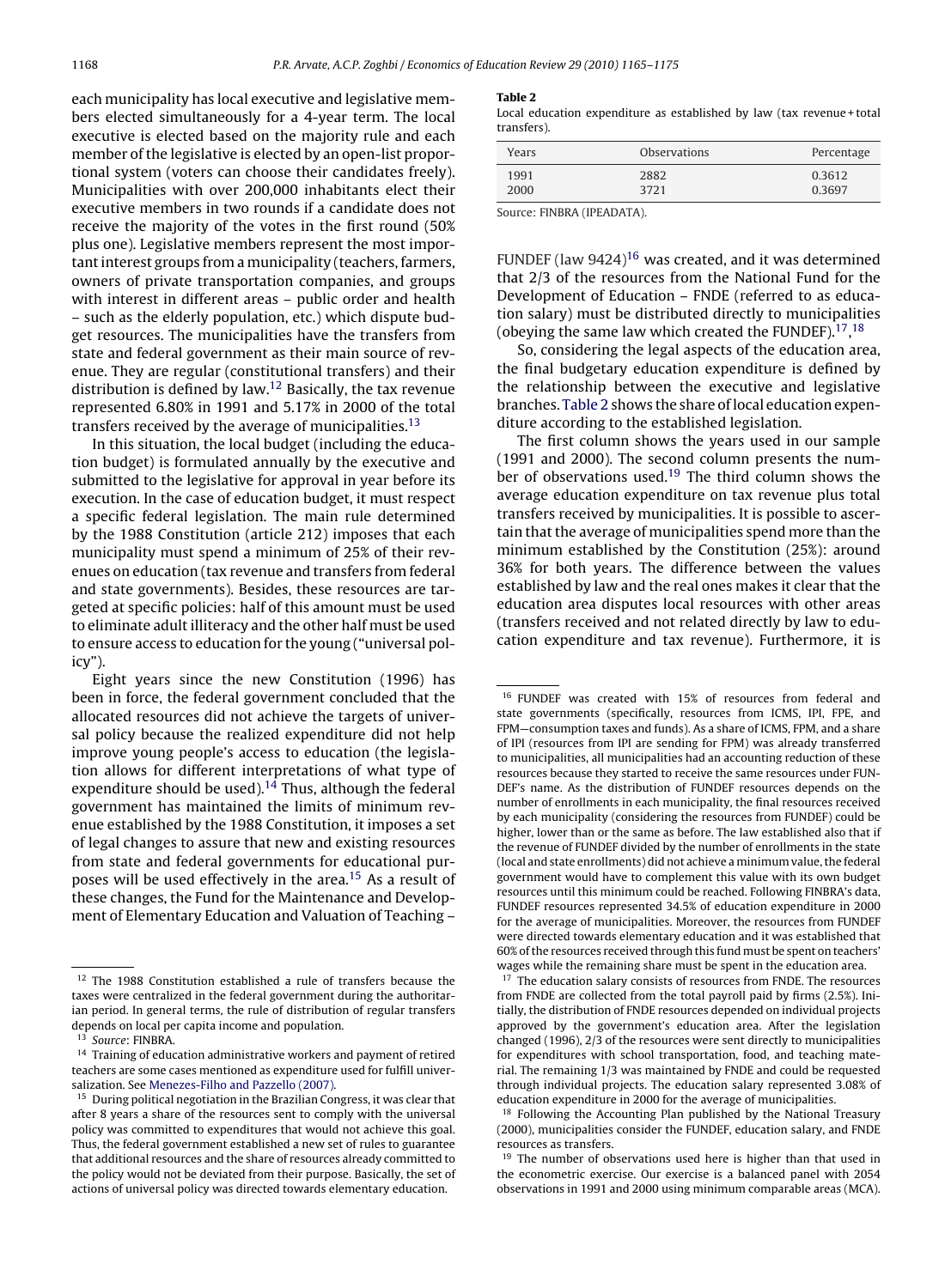each municipality has local executive and legislative members elected simultaneously for a 4-year term. The local executive is elected based on the majority rule and each member of the legislative is elected by an open-list proportional system (voters can choose their candidates freely). Municipalities with over 200,000 inhabitants elect their executive members in two rounds if a candidate does not receive the majority of the votes in the first round (50% plus one). Legislative members represent the most important interest groups from a municipality (teachers, farmers, owners of private transportation companies, and groups with interest in different areas – public order and health – such as the elderly population, etc.) which dispute budget resources. The municipalities have the transfers from state and federal government as their main source of revenue. They are regular (constitutional transfers) and their distribution is defined by law.[12] Basically, the tax revenue represented 6.80% in 1991 and 5.17% in 2000 of the total transfers received by the average of municipalities.[13]

In this situation, the local budget (including the education budget) is formulated annually by the executive and submitted to the legislative for approval in year before its execution. In the case of education budget, it must respect a specific federal legislation. The main rule determined by the 1988 Constitution (article 212) imposes that each municipality must spend a minimum of 25% of their revenues on education (tax revenue and transfers from federal and state governments). Besides, these resources are targeted at specific policies: half of this amount must be used to eliminate adult illiteracy and the other half must be used to ensure access to education for the young ("universal policy").

Eight years since the new Constitution (1996) has been in force, the federal government concluded that the allocated resources did not achieve the targets of universal policy because the realized expenditure did not help improve young people's access to education (the legislation allows for different interpretations of what type of expenditure should be used).[14] Thus, although the federal government has maintained the limits of minimum revenue established by the 1988 Constitution, it imposes a set of legal changes to assure that new and existing resources from state and federal governments for educational purposes will be used effectively in the area.[15] As a result of these changes, the Fund for the Maintenance and Development of Elementary Education and Valuation of Teaching – FUNDEF (law 9424)[16] was created, and it was determined that 2/3 of the resources from the National Fund for the Development of Education – FNDE (referred to as education salary) must be distributed directly to municipalities (obeying the same law which created the FUNDEF).[17,18]

**Table 2**
Local education expenditure as established by law (tax revenue + total transfers).

| Years | Observations | Percentage |
|---|---|---|
| 1991 | 2882 | 0.3612 |
| 2000 | 3721 | 0.3697 |

Source: FINBRA (IPEADATA).

So, considering the legal aspects of the education area, the final budgetary education expenditure is defined by the relationship between the executive and legislative branches. Table 2 shows the share of local education expenditure according to the established legislation.

The first column shows the years used in our sample (1991 and 2000). The second column presents the number of observations used.[19] The third column shows the average education expenditure on tax revenue plus total transfers received by municipalities. It is possible to ascertain that the average of municipalities spend more than the minimum established by the Constitution (25%): around 36% for both years. The difference between the values established by law and the real ones makes it clear that the education area disputes local resources with other areas (transfers received and not related directly by law to education expenditure and tax revenue). Furthermore, it is

---

[12] The 1988 Constitution established a rule of transfers because the taxes were centralized in the federal government during the authoritarian period. In general terms, the rule of distribution of regular transfers depends on local per capita income and population.

[13] *Source*: FINBRA.

[14] Training of education administrative workers and payment of retired teachers are some cases mentioned as expenditure used for fulfill universalization. See Menezes-Filho and Pazzello (2007).

[15] During political negotiation in the Brazilian Congress, it was clear that after 8 years a share of the resources sent to comply with the universal policy was committed to expenditures that would not achieve this goal. Thus, the federal government established a new set of rules to guarantee that additional resources and the share of resources already committed to the policy would not be deviated from their purpose. Basically, the set of actions of universal policy was directed towards elementary education.

[16] FUNDEF was created with 15% of resources from federal and state governments (specifically, resources from ICMS, IPI, FPE, and FPM—consumption taxes and funds). As a share of ICMS, FPM, and a share of IPI (resources from IPI are sending for FPM) was already transferred to municipalities, all municipalities had an accounting reduction of these resources because they started to receive the same resources under FUNDEF's name. As the distribution of FUNDEF resources depends on the number of enrollments in each municipality, the final resources received by each municipality (considering the resources from FUNDEF) could be higher, lower than or the same as before. The law established also that if the revenue of FUNDEF divided by the number of enrollments in the state (local and state enrollments) did not achieve a minimum value, the federal government would have to complement this value with its own budget resources until this minimum could be reached. Following FINBRA's data, FUNDEF resources represented 34.5% of education expenditure in 2000 for the average of municipalities. Moreover, the resources from FUNDEF were directed towards elementary education and it was established that 60% of the resources received through this fund must be spent on teachers' wages while the remaining share must be spent in the education area.

[17] The education salary consists of resources from FNDE. The resources from FNDE are collected from the total payroll paid by firms (2.5%). Initially, the distribution of FNDE resources depended on individual projects approved by the government's education area. After the legislation changed (1996), 2/3 of the resources were sent directly to municipalities for expenditures with school transportation, food, and teaching material. The remaining 1/3 was maintained by FNDE and could be requested through individual projects. The education salary represented 3.08% of education expenditure in 2000 for the average of municipalities.

[18] Following the Accounting Plan published by the National Treasury (2000), municipalities consider the FUNDEF, education salary, and FNDE resources as transfers.

[19] The number of observations used here is higher than that used in the econometric exercise. Our exercise is a balanced panel with 2054 observations in 1991 and 2000 using minimum comparable areas (MCA).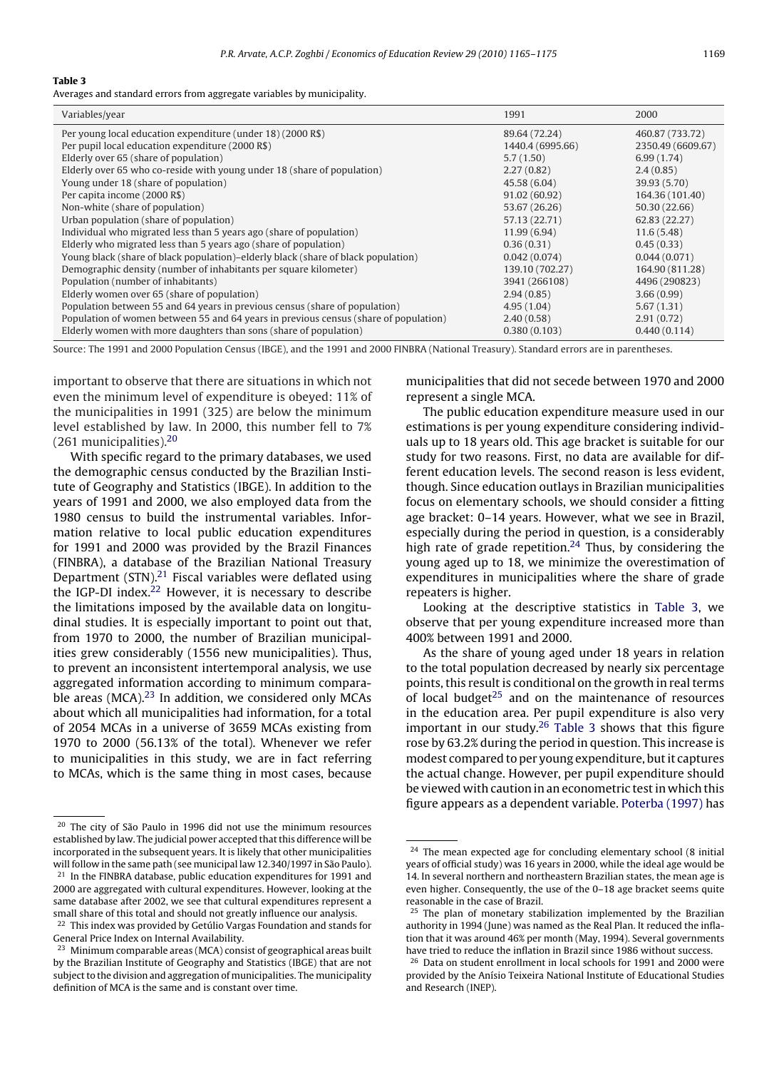**Table 3**

Averages and standard errors from aggregate variables by municipality.

| Variables/year | 1991 | 2000 |
|---|---|---|
| Per young local education expenditure (under 18) (2000 R$) | 89.64 (72.24) | 460.87 (733.72) |
| Per pupil local education expenditure (2000 R$) | 1440.4 (6995.66) | 2350.49 (6609.67) |
| Elderly over 65 (share of population) | 5.7 (1.50) | 6.99 (1.74) |
| Elderly over 65 who co-reside with young under 18 (share of population) | 2.27 (0.82) | 2.4 (0.85) |
| Young under 18 (share of population) | 45.58 (6.04) | 39.93 (5.70) |
| Per capita income (2000 R$) | 91.02 (60.92) | 164.36 (101.40) |
| Non-white (share of population) | 53.67 (26.26) | 50.30 (22.66) |
| Urban population (share of population) | 57.13 (22.71) | 62.83 (22.27) |
| Individual who migrated less than 5 years ago (share of population) | 11.99 (6.94) | 11.6 (5.48) |
| Elderly who migrated less than 5 years ago (share of population) | 0.36 (0.31) | 0.45 (0.33) |
| Young black (share of black population)–elderly black (share of black population) | 0.042 (0.074) | 0.044 (0.071) |
| Demographic density (number of inhabitants per square kilometer) | 139.10 (702.27) | 164.90 (811.28) |
| Population (number of inhabitants) | 3941 (266108) | 4496 (290823) |
| Elderly women over 65 (share of population) | 2.94 (0.85) | 3.66 (0.99) |
| Population between 55 and 64 years in previous census (share of population) | 4.95 (1.04) | 5.67 (1.31) |
| Population of women between 55 and 64 years in previous census (share of population) | 2.40 (0.58) | 2.91 (0.72) |
| Elderly women with more daughters than sons (share of population) | 0.380 (0.103) | 0.440 (0.114) |

Source: The 1991 and 2000 Population Census (IBGE), and the 1991 and 2000 FINBRA (National Treasury). Standard errors are in parentheses.

important to observe that there are situations in which not even the minimum level of expenditure is obeyed: 11% of the municipalities in 1991 (325) are below the minimum level established by law. In 2000, this number fell to 7% (261 municipalities).[20]

With specific regard to the primary databases, we used the demographic census conducted by the Brazilian Institute of Geography and Statistics (IBGE). In addition to the years of 1991 and 2000, we also employed data from the 1980 census to build the instrumental variables. Information relative to local public education expenditures for 1991 and 2000 was provided by the Brazil Finances (FINBRA), a database of the Brazilian National Treasury Department (STN).[21] Fiscal variables were deflated using the IGP-DI index.[22] However, it is necessary to describe the limitations imposed by the available data on longitudinal studies. It is especially important to point out that, from 1970 to 2000, the number of Brazilian municipalities grew considerably (1556 new municipalities). Thus, to prevent an inconsistent intertemporal analysis, we use aggregated information according to minimum comparable areas (MCA).[23] In addition, we considered only MCAs about which all municipalities had information, for a total of 2054 MCAs in a universe of 3659 MCAs existing from 1970 to 2000 (56.13% of the total). Whenever we refer to municipalities in this study, we are in fact referring to MCAs, which is the same thing in most cases, because municipalities that did not secede between 1970 and 2000 represent a single MCA.

The public education expenditure measure used in our estimations is per young expenditure considering individuals up to 18 years old. This age bracket is suitable for our study for two reasons. First, no data are available for different education levels. The second reason is less evident, though. Since education outlays in Brazilian municipalities focus on elementary schools, we should consider a fitting age bracket: 0–14 years. However, what we see in Brazil, especially during the period in question, is a considerably high rate of grade repetition.[24] Thus, by considering the young aged up to 18, we minimize the overestimation of expenditures in municipalities where the share of grade repeaters is higher.

Looking at the descriptive statistics in Table 3, we observe that per young expenditure increased more than 400% between 1991 and 2000.

As the share of young aged under 18 years in relation to the total population decreased by nearly six percentage points, this result is conditional on the growth in real terms of local budget[25] and on the maintenance of resources in the education area. Per pupil expenditure is also very important in our study.[26] Table 3 shows that this figure rose by 63.2% during the period in question. This increase is modest compared to per young expenditure, but it captures the actual change. However, per pupil expenditure should be viewed with caution in an econometric test in which this figure appears as a dependent variable. Poterba (1997) has

---

[20] The city of São Paulo in 1996 did not use the minimum resources established by law. The judicial power accepted that this difference will be incorporated in the subsequent years. It is likely that other municipalities will follow in the same path (see municipal law 12.340/1997 in São Paulo).

[21] In the FINBRA database, public education expenditures for 1991 and 2000 are aggregated with cultural expenditures. However, looking at the same database after 2002, we see that cultural expenditures represent a small share of this total and should not greatly influence our analysis.

[22] This index was provided by Getúlio Vargas Foundation and stands for General Price Index on Internal Availability.

[23] Minimum comparable areas (MCA) consist of geographical areas built by the Brazilian Institute of Geography and Statistics (IBGE) that are not subject to the division and aggregation of municipalities. The municipality definition of MCA is the same and is constant over time.

[24] The mean expected age for concluding elementary school (8 initial years of official study) was 16 years in 2000, while the ideal age would be 14. In several northern and northeastern Brazilian states, the mean age is even higher. Consequently, the use of the 0–18 age bracket seems quite reasonable in the case of Brazil.

[25] The plan of monetary stabilization implemented by the Brazilian authority in 1994 (June) was named as the Real Plan. It reduced the inflation that it was around 46% per month (May, 1994). Several governments have tried to reduce the inflation in Brazil since 1986 without success.

[26] Data on student enrollment in local schools for 1991 and 2000 were provided by the Anísio Teixeira National Institute of Educational Studies and Research (INEP).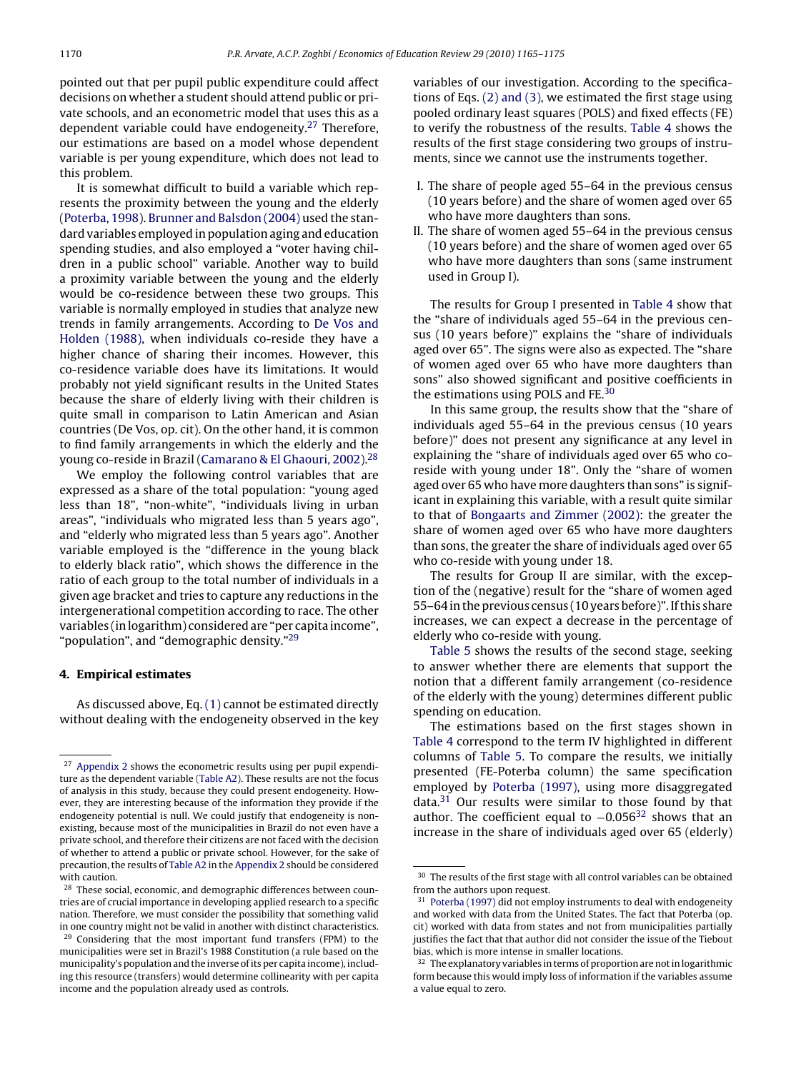pointed out that per pupil public expenditure could affect decisions on whether a student should attend public or private schools, and an econometric model that uses this as a dependent variable could have endogeneity.[27] Therefore, our estimations are based on a model whose dependent variable is per young expenditure, which does not lead to this problem.

It is somewhat difficult to build a variable which represents the proximity between the young and the elderly (Poterba, 1998). Brunner and Balsdon (2004) used the standard variables employed in population aging and education spending studies, and also employed a "voter having children in a public school" variable. Another way to build a proximity variable between the young and the elderly would be co-residence between these two groups. This variable is normally employed in studies that analyze new trends in family arrangements. According to De Vos and Holden (1988), when individuals co-reside they have a higher chance of sharing their incomes. However, this co-residence variable does have its limitations. It would probably not yield significant results in the United States because the share of elderly living with their children is quite small in comparison to Latin American and Asian countries (De Vos, op. cit). On the other hand, it is common to find family arrangements in which the elderly and the young co-reside in Brazil (Camarano & El Ghaouri, 2002).[28]

We employ the following control variables that are expressed as a share of the total population: "young aged less than 18", "non-white", "individuals living in urban areas", "individuals who migrated less than 5 years ago", and "elderly who migrated less than 5 years ago". Another variable employed is the "difference in the young black to elderly black ratio", which shows the difference in the ratio of each group to the total number of individuals in a given age bracket and tries to capture any reductions in the intergenerational competition according to race. The other variables (in logarithm) considered are "per capita income", "population", and "demographic density."[29]

## 4. Empirical estimates

As discussed above, Eq. (1) cannot be estimated directly without dealing with the endogeneity observed in the key variables of our investigation. According to the specifications of Eqs. (2) and (3), we estimated the first stage using pooled ordinary least squares (POLS) and fixed effects (FE) to verify the robustness of the results. Table 4 shows the results of the first stage considering two groups of instruments, since we cannot use the instruments together.

I. The share of people aged 55–64 in the previous census (10 years before) and the share of women aged over 65 who have more daughters than sons.
II. The share of women aged 55–64 in the previous census (10 years before) and the share of women aged over 65 who have more daughters than sons (same instrument used in Group I).

The results for Group I presented in Table 4 show that the "share of individuals aged 55–64 in the previous census (10 years before)" explains the "share of individuals aged over 65". The signs were also as expected. The "share of women aged over 65 who have more daughters than sons" also showed significant and positive coefficients in the estimations using POLS and FE.[30]

In this same group, the results show that the "share of individuals aged 55–64 in the previous census (10 years before)" does not present any significance at any level in explaining the "share of individuals aged over 65 who co-reside with young under 18". Only the "share of women aged over 65 who have more daughters than sons" is significant in explaining this variable, with a result quite similar to that of Bongaarts and Zimmer (2002): the greater the share of women aged over 65 who have more daughters than sons, the greater the share of individuals aged over 65 who co-reside with young under 18.

The results for Group II are similar, with the exception of the (negative) result for the "share of women aged 55–64 in the previous census (10 years before)". If this share increases, we can expect a decrease in the percentage of elderly who co-reside with young.

Table 5 shows the results of the second stage, seeking to answer whether there are elements that support the notion that a different family arrangement (co-residence of the elderly with the young) determines different public spending on education.

The estimations based on the first stages shown in Table 4 correspond to the term IV highlighted in different columns of Table 5. To compare the results, we initially presented (FE-Poterba column) the same specification employed by Poterba (1997), using more disaggregated data.[31] Our results were similar to those found by that author. The coefficient equal to $-0.056$[32] shows that an increase in the share of individuals aged over 65 (elderly)

---

[27] Appendix 2 shows the econometric results using per pupil expenditure as the dependent variable (Table A2). These results are not the focus of analysis in this study, because they could present endogeneity. However, they are interesting because of the information they provide if the endogeneity potential is null. We could justify that endogeneity is non-existing, because most of the municipalities in Brazil do not even have a private school, and therefore their citizens are not faced with the decision of whether to attend a public or private school. However, for the sake of precaution, the results of Table A2 in the Appendix 2 should be considered with caution.

[28] These social, economic, and demographic differences between countries are of crucial importance in developing applied research to a specific nation. Therefore, we must consider the possibility that something valid in one country might not be valid in another with distinct characteristics.

[29] Considering that the most important fund transfers (FPM) to the municipalities were set in Brazil's 1988 Constitution (a rule based on the municipality's population and the inverse of its per capita income), including this resource (transfers) would determine collinearity with per capita income and the population already used as controls.

[30] The results of the first stage with all control variables can be obtained from the authors upon request.

[31] Poterba (1997) did not employ instruments to deal with endogeneity and worked with data from the United States. The fact that Poterba (op. cit) worked with data from states and not from municipalities partially justifies the fact that that author did not consider the issue of the Tiebout bias, which is more intense in smaller locations.

[32] The explanatory variables in terms of proportion are not in logarithmic form because this would imply loss of information if the variables assume a value equal to zero.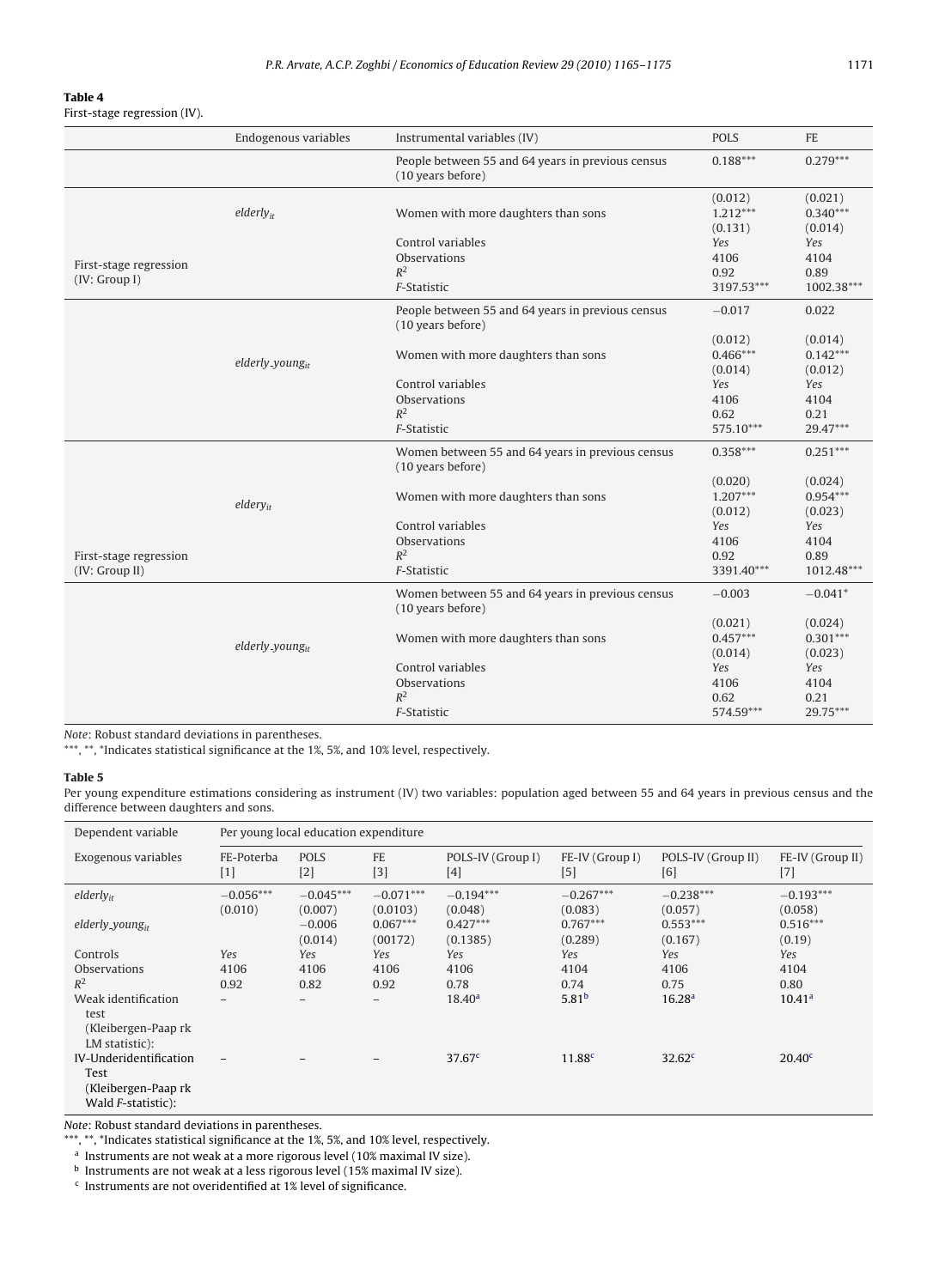**Table 4**
First-stage regression (IV).

| | Endogenous variables | Instrumental variables (IV) | POLS | FE |
|---|---|---|---|---|
| First-stage regression (IV: Group I) | $elderly_{it}$ | People between 55 and 64 years in previous census (10 years before) | 0.188*** | 0.279*** |
| | | | (0.012) | (0.021) |
| | | Women with more daughters than sons | 1.212*** | 0.340*** |
| | | | (0.131) | (0.014) |
| | | Control variables | Yes | Yes |
| | | Observations | 4106 | 4104 |
| | | $R^2$ | 0.92 | 0.89 |
| | | *F*-Statistic | 3197.53*** | 1002.38*** |
| | $elderly\_young_{it}$ | People between 55 and 64 years in previous census (10 years before) | −0.017 | 0.022 |
| | | | (0.012) | (0.014) |
| | | Women with more daughters than sons | 0.466*** | 0.142*** |
| | | | (0.014) | (0.012) |
| | | Control variables | Yes | Yes |
| | | Observations | 4106 | 4104 |
| | | $R^2$ | 0.62 | 0.21 |
| | | *F*-Statistic | 575.10*** | 29.47*** |
| First-stage regression (IV: Group II) | $eldery_{it}$ | Women between 55 and 64 years in previous census (10 years before) | 0.358*** | 0.251*** |
| | | | (0.020) | (0.024) |
| | | Women with more daughters than sons | 1.207*** | 0.954*** |
| | | | (0.012) | (0.023) |
| | | Control variables | Yes | Yes |
| | | Observations | 4106 | 4104 |
| | | $R^2$ | 0.92 | 0.89 |
| | | *F*-Statistic | 3391.40*** | 1012.48*** |
| | $elderly\_young_{it}$ | Women between 55 and 64 years in previous census (10 years before) | −0.003 | −0.041* |
| | | | (0.021) | (0.024) |
| | | Women with more daughters than sons | 0.457*** | 0.301*** |
| | | | (0.014) | (0.023) |
| | | Control variables | Yes | Yes |
| | | Observations | 4106 | 4104 |
| | | $R^2$ | 0.62 | 0.21 |
| | | *F*-Statistic | 574.59*** | 29.75*** |

*Note*: Robust standard deviations in parentheses.
***, **, *Indicates statistical significance at the 1%, 5%, and 10% level, respectively.

**Table 5**
Per young expenditure estimations considering as instrument (IV) two variables: population aged between 55 and 64 years in previous census and the difference between daughters and sons.

| Dependent variable | Per young local education expenditure | | | | | | |
|---|---|---|---|---|---|---|---|
| Exogenous variables | FE-Poterba [1] | POLS [2] | FE [3] | POLS-IV (Group I) [4] | FE-IV (Group I) [5] | POLS-IV (Group II) [6] | FE-IV (Group II) [7] |
| $elderly_{it}$ | −0.056*** | −0.045*** | −0.071*** | −0.194*** | −0.267*** | −0.238*** | −0.193*** |
| | (0.010) | (0.007) | (0.0103) | (0.048) | (0.083) | (0.057) | (0.058) |
| $elderly\_young_{it}$ | | −0.006 | 0.067*** | 0.427*** | 0.767*** | 0.553*** | 0.516*** |
| | | (0.014) | (00172) | (0.1385) | (0.289) | (0.167) | (0.19) |
| Controls | Yes | Yes | Yes | Yes | Yes | Yes | Yes |
| Observations | 4106 | 4106 | 4106 | 4106 | 4104 | 4106 | 4104 |
| $R^2$ | 0.92 | 0.82 | 0.92 | 0.78 | 0.74 | 0.75 | 0.80 |
| Weak identification test (Kleibergen-Paap rk LM statistic): | – | – | – | 18.40[a] | 5.81[b] | 16.28[a] | 10.41[a] |
| IV-Underidentification Test (Kleibergen-Paap rk Wald *F*-statistic): | – | – | – | 37.67[c] | 11.88[c] | 32.62[c] | 20.40[c] |

*Note*: Robust standard deviations in parentheses.
***, **, *Indicates statistical significance at the 1%, 5%, and 10% level, respectively.
[a] Instruments are not weak at a more rigorous level (10% maximal IV size).
[b] Instruments are not weak at a less rigorous level (15% maximal IV size).
[c] Instruments are not overidentified at 1% level of significance.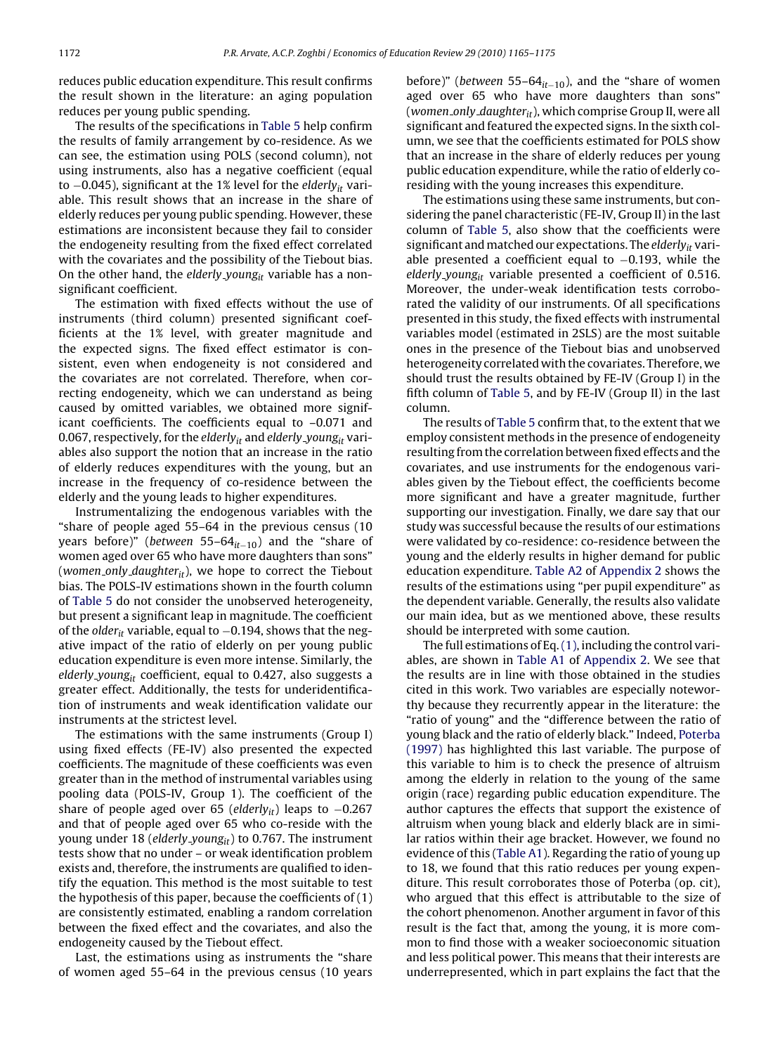reduces public education expenditure. This result confirms the result shown in the literature: an aging population reduces per young public spending.

The results of the specifications in Table 5 help confirm the results of family arrangement by co-residence. As we can see, the estimation using POLS (second column), not using instruments, also has a negative coefficient (equal to −0.045), significant at the 1% level for the $elderly_{it}$ variable. This result shows that an increase in the share of elderly reduces per young public spending. However, these estimations are inconsistent because they fail to consider the endogeneity resulting from the fixed effect correlated with the covariates and the possibility of the Tiebout bias. On the other hand, the $elderly\_young_{it}$ variable has a non-significant coefficient.

The estimation with fixed effects without the use of instruments (third column) presented significant coefficients at the 1% level, with greater magnitude and the expected signs. The fixed effect estimator is consistent, even when endogeneity is not considered and the covariates are not correlated. Therefore, when correcting endogeneity, which we can understand as being caused by omitted variables, we obtained more significant coefficients. The coefficients equal to –0.071 and 0.067, respectively, for the $elderly_{it}$ and $elderly\_young_{it}$ variables also support the notion that an increase in the ratio of elderly reduces expenditures with the young, but an increase in the frequency of co-residence between the elderly and the young leads to higher expenditures.

Instrumentalizing the endogenous variables with the "share of people aged 55–64 in the previous census (10 years before)" ($between$ 55–$64_{it-10}$) and the "share of women aged over 65 who have more daughters than sons" ($women\_only\_daughter_{it}$), we hope to correct the Tiebout bias. The POLS-IV estimations shown in the fourth column of Table 5 do not consider the unobserved heterogeneity, but present a significant leap in magnitude. The coefficient of the $older_{it}$ variable, equal to −0.194, shows that the negative impact of the ratio of elderly on per young public education expenditure is even more intense. Similarly, the $elderly\_young_{it}$ coefficient, equal to 0.427, also suggests a greater effect. Additionally, the tests for underidentification of instruments and weak identification validate our instruments at the strictest level.

The estimations with the same instruments (Group I) using fixed effects (FE-IV) also presented the expected coefficients. The magnitude of these coefficients was even greater than in the method of instrumental variables using pooling data (POLS-IV, Group 1). The coefficient of the share of people aged over 65 ($elderly_{it}$) leaps to −0.267 and that of people aged over 65 who co-reside with the young under 18 ($elderly\_young_{it}$) to 0.767. The instrument tests show that no under – or weak identification problem exists and, therefore, the instruments are qualified to identify the equation. This method is the most suitable to test the hypothesis of this paper, because the coefficients of (1) are consistently estimated, enabling a random correlation between the fixed effect and the covariates, and also the endogeneity caused by the Tiebout effect.

Last, the estimations using as instruments the "share of women aged 55–64 in the previous census (10 years before)" ($between$ 55–$64_{it-10}$), and the "share of women aged over 65 who have more daughters than sons" ($women\_only\_daughter_{it}$), which comprise Group II, were all significant and featured the expected signs. In the sixth column, we see that the coefficients estimated for POLS show that an increase in the share of elderly reduces per young public education expenditure, while the ratio of elderly co-residing with the young increases this expenditure.

The estimations using these same instruments, but considering the panel characteristic (FE-IV, Group II) in the last column of Table 5, also show that the coefficients were significant and matched our expectations. The $elderly_{it}$ variable presented a coefficient equal to −0.193, while the $elderly\_young_{it}$ variable presented a coefficient of 0.516. Moreover, the under-weak identification tests corroborated the validity of our instruments. Of all specifications presented in this study, the fixed effects with instrumental variables model (estimated in 2SLS) are the most suitable ones in the presence of the Tiebout bias and unobserved heterogeneity correlated with the covariates. Therefore, we should trust the results obtained by FE-IV (Group I) in the fifth column of Table 5, and by FE-IV (Group II) in the last column.

The results of Table 5 confirm that, to the extent that we employ consistent methods in the presence of endogeneity resulting from the correlation between fixed effects and the covariates, and use instruments for the endogenous variables given by the Tiebout effect, the coefficients become more significant and have a greater magnitude, further supporting our investigation. Finally, we dare say that our study was successful because the results of our estimations were validated by co-residence: co-residence between the young and the elderly results in higher demand for public education expenditure. Table A2 of Appendix 2 shows the results of the estimations using "per pupil expenditure" as the dependent variable. Generally, the results also validate our main idea, but as we mentioned above, these results should be interpreted with some caution.

The full estimations of Eq. (1), including the control variables, are shown in Table A1 of Appendix 2. We see that the results are in line with those obtained in the studies cited in this work. Two variables are especially noteworthy because they recurrently appear in the literature: the "ratio of young" and the "difference between the ratio of young black and the ratio of elderly black." Indeed, Poterba (1997) has highlighted this last variable. The purpose of this variable to him is to check the presence of altruism among the elderly in relation to the young of the same origin (race) regarding public education expenditure. The author captures the effects that support the existence of altruism when young black and elderly black are in similar ratios within their age bracket. However, we found no evidence of this (Table A1). Regarding the ratio of young up to 18, we found that this ratio reduces per young expenditure. This result corroborates those of Poterba (op. cit), who argued that this effect is attributable to the size of the cohort phenomenon. Another argument in favor of this result is the fact that, among the young, it is more common to find those with a weaker socioeconomic situation and less political power. This means that their interests are underrepresented, which in part explains the fact that the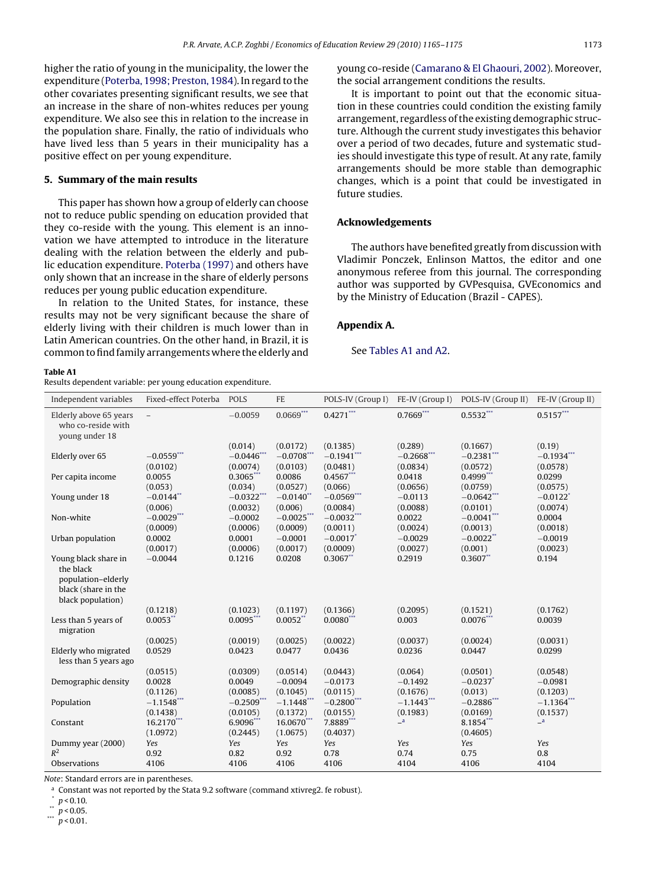higher the ratio of young in the municipality, the lower the expenditure (Poterba, 1998; Preston, 1984). In regard to the other covariates presenting significant results, we see that an increase in the share of non-whites reduces per young expenditure. We also see this in relation to the increase in the population share. Finally, the ratio of individuals who have lived less than 5 years in their municipality has a positive effect on per young expenditure.

## 5. Summary of the main results

This paper has shown how a group of elderly can choose not to reduce public spending on education provided that they co-reside with the young. This element is an innovation we have attempted to introduce in the literature dealing with the relation between the elderly and public education expenditure. Poterba (1997) and others have only shown that an increase in the share of elderly persons reduces per young public education expenditure.

In relation to the United States, for instance, these results may not be very significant because the share of elderly living with their children is much lower than in Latin American countries. On the other hand, in Brazil, it is common to find family arrangements where the elderly and young co-reside (Camarano & El Ghaouri, 2002). Moreover, the social arrangement conditions the results.

It is important to point out that the economic situation in these countries could condition the existing family arrangement, regardless of the existing demographic structure. Although the current study investigates this behavior over a period of two decades, future and systematic studies should investigate this type of result. At any rate, family arrangements should be more stable than demographic changes, which is a point that could be investigated in future studies.

## Acknowledgements

The authors have benefited greatly from discussion with Vladimir Ponczek, Enlinson Mattos, the editor and one anonymous referee from this journal. The corresponding author was supported by GVPesquisa, GVEconomics and by the Ministry of Education (Brazil - CAPES).

## Appendix A.

See Tables A1 and A2.

**Table A1**
Results dependent variable: per young education expenditure.

| Independent variables | Fixed-effect Poterba | POLS | FE | POLS-IV (Group I) | FE-IV (Group I) | POLS-IV (Group II) | FE-IV (Group II) |
|---|---|---|---|---|---|---|---|
| Elderly above 65 years who co-reside with young under 18 | – | −0.0059 | 0.0669*** | 0.4271*** | 0.7669*** | 0.5532*** | 0.5157*** |
| | | (0.014) | (0.0172) | (0.1385) | (0.289) | (0.1667) | (0.19) |
| Elderly over 65 | −0.0559*** | −0.0446*** | −0.0708*** | −0.1941*** | −0.2668*** | −0.2381*** | −0.1934*** |
| | (0.0102) | (0.0074) | (0.0103) | (0.0481) | (0.0834) | (0.0572) | (0.0578) |
| Per capita income | 0.0055 | 0.3065*** | 0.0086 | 0.4567*** | 0.0418 | 0.4999*** | 0.0299 |
| | (0.053) | (0.034) | (0.0527) | (0.066) | (0.0656) | (0.0759) | (0.0575) |
| Young under 18 | −0.0144** | −0.0322*** | −0.0140** | −0.0569*** | −0.0113 | −0.0642*** | −0.0122* |
| | (0.006) | (0.0032) | (0.006) | (0.0084) | (0.0088) | (0.0101) | (0.0074) |
| Non-white | −0.0029*** | −0.0002 | −0.0025*** | −0.0032*** | 0.0022 | −0.0041*** | 0.0004 |
| | (0.0009) | (0.0006) | (0.0009) | (0.0011) | (0.0024) | (0.0013) | (0.0018) |
| Urban population | 0.0002 | 0.0001 | −0.0001 | −0.0017* | −0.0029 | −0.0022** | −0.0019 |
| | (0.0017) | (0.0006) | (0.0017) | (0.0009) | (0.0027) | (0.001) | (0.0023) |
| Young black share in the black population–elderly black (share in the black population) | −0.0044 | 0.1216 | 0.0208 | 0.3067** | 0.2919 | 0.3607** | 0.194 |
| | (0.1218) | (0.1023) | (0.1197) | (0.1366) | (0.2095) | (0.1521) | (0.1762) |
| Less than 5 years of migration | 0.0053** | 0.0095*** | 0.0052** | 0.0080*** | 0.003 | 0.0076*** | 0.0039 |
| | (0.0025) | (0.0019) | (0.0025) | (0.0022) | (0.0037) | (0.0024) | (0.0031) |
| Elderly who migrated less than 5 years ago | 0.0529 | 0.0423 | 0.0477 | 0.0436 | 0.0236 | 0.0447 | 0.0299 |
| | (0.0515) | (0.0309) | (0.0514) | (0.0443) | (0.064) | (0.0501) | (0.0548) |
| Demographic density | 0.0028 | 0.0049 | −0.0094 | −0.0173 | −0.1492 | −0.0237* | −0.0981 |
| | (0.1126) | (0.0085) | (0.1045) | (0.0115) | (0.1676) | (0.013) | (0.1203) |
| Population | −1.1548*** | −0.2509*** | −1.1448*** | −0.2800*** | −1.1443*** | −0.2886*** | −1.1364*** |
| | (0.1438) | (0.0105) | (0.1372) | (0.0155) | (0.1983) | (0.0169) | (0.1537) |
| Constant | 16.2170*** | 6.9096*** | 16.0670*** | 7.8889*** | –[a] | 8.1854*** | –[a] |
| | (1.0972) | (0.2445) | (1.0675) | (0.4037) | | (0.4605) | |
| Dummy year (2000) | *Yes* | *Yes* | *Yes* | *Yes* | *Yes* | *Yes* | *Yes* |
| $R^2$ | 0.92 | 0.82 | 0.92 | 0.78 | 0.74 | 0.75 | 0.8 |
| Observations | 4106 | 4106 | 4106 | 4106 | 4104 | 4106 | 4104 |

*Note*: Standard errors are in parentheses.

[a] Constant was not reported by the Stata 9.2 software (command xtivreg2. fe robust).

\* $p < 0.10$.

\*\* $p < 0.05$.

\*\*\* $p < 0.01$.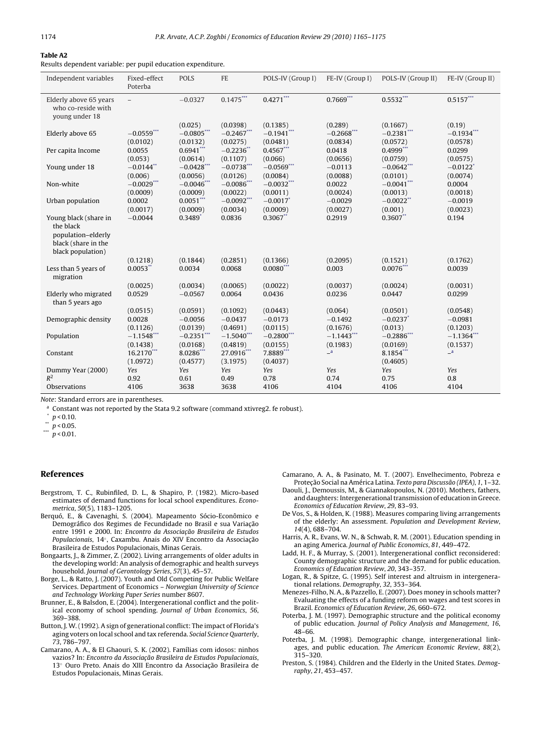**Table A2**

Results dependent variable: per pupil education expenditure.

| Independent variables | Fixed-effect Poterba | POLS | FE | POLS-IV (Group I) | FE-IV (Group I) | POLS-IV (Group II) | FE-IV (Group II) |
|---|---|---|---|---|---|---|---|
| Elderly above 65 years who co-reside with young under 18 | – | −0.0327 | 0.1475*** | 0.4271*** | 0.7669*** | 0.5532*** | 0.5157*** |
| | | (0.025) | (0.0398) | (0.1385) | (0.289) | (0.1667) | (0.19) |
| Elderly above 65 | −0.0559*** | −0.0805*** | −0.2467*** | −0.1941*** | −0.2668*** | −0.2381*** | −0.1934*** |
| | (0.0102) | (0.0132) | (0.0275) | (0.0481) | (0.0834) | (0.0572) | (0.0578) |
| Per capita Income | 0.0055 | 0.6941*** | −0.2236** | 0.4567*** | 0.0418 | 0.4999*** | 0.0299 |
| | (0.053) | (0.0614) | (0.1107) | (0.066) | (0.0656) | (0.0759) | (0.0575) |
| Young under 18 | −0.0144** | −0.0428*** | −0.0738*** | −0.0569*** | −0.0113 | −0.0642*** | −0.0122* |
| | (0.006) | (0.0056) | (0.0126) | (0.0084) | (0.0088) | (0.0101) | (0.0074) |
| Non-white | −0.0029*** | −0.0046*** | −0.0086*** | −0.0032*** | 0.0022 | −0.0041*** | 0.0004 |
| | (0.0009) | (0.0009) | (0.0022) | (0.0011) | (0.0024) | (0.0013) | (0.0018) |
| Urban population | 0.0002 | 0.0051*** | −0.0092*** | −0.0017* | −0.0029 | −0.0022** | −0.0019 |
| | (0.0017) | (0.0009) | (0.0034) | (0.0009) | (0.0027) | (0.001) | (0.0023) |
| Young black (share in the black population–elderly black (share in the black population) | −0.0044 | 0.3489* | 0.0836 | 0.3067** | 0.2919 | 0.3607** | 0.194 |
| | (0.1218) | (0.1844) | (0.2851) | (0.1366) | (0.2095) | (0.1521) | (0.1762) |
| Less than 5 years of migration | 0.0053** | 0.0034 | 0.0068 | 0.0080*** | 0.003 | 0.0076*** | 0.0039 |
| | (0.0025) | (0.0034) | (0.0065) | (0.0022) | (0.0037) | (0.0024) | (0.0031) |
| Elderly who migrated than 5 years ago | 0.0529 | −0.0567 | 0.0064 | 0.0436 | 0.0236 | 0.0447 | 0.0299 |
| | (0.0515) | (0.0591) | (0.1092) | (0.0443) | (0.064) | (0.0501) | (0.0548) |
| Demographic density | 0.0028 | −0.0056 | −0.0437 | −0.0173 | −0.1492 | −0.0237* | −0.0981 |
| | (0.1126) | (0.0139) | (0.4691) | (0.0115) | (0.1676) | (0.013) | (0.1203) |
| Population | −1.1548*** | −0.2351*** | −1.5040*** | −0.2800*** | −1.1443*** | −0.2886*** | −1.1364*** |
| | (0.1438) | (0.0168) | (0.4819) | (0.0155) | (0.1983) | (0.0169) | (0.1537) |
| Constant | 16.2170*** | 8.0286*** | 27.0916*** | 7.8889*** | –[a] | 8.1854*** | –[a] |
| | (1.0972) | (0.4577) | (3.1975) | (0.4037) | | (0.4605) | |
| Dummy Year (2000) | Yes | Yes | Yes | Yes | Yes | Yes | Yes |
| $R^2$ | 0.92 | 0.61 | 0.49 | 0.78 | 0.74 | 0.75 | 0.8 |
| Observations | 4106 | 3638 | 3638 | 4106 | 4104 | 4106 | 4104 |

*Note*: Standard errors are in parentheses.

[a] Constant was not reported by the Stata 9.2 software (command xtivreg2. fe robust).

\* $p < 0.10$.

\*\* $p < 0.05$.

\*\*\* $p < 0.01$.

## References

Bergstrom, T. C., Rubinfiled, D. L., & Shapiro, P. (1982). Micro-based estimates of demand functions for local school expenditures. *Econometrica*, *50*(5), 1183–1205.

Berquó, E., & Cavenaghi, S. (2004). Mapeamento Sócio-Econômico e Demográfico dos Regimes de Fecundidade no Brasil e sua Variação entre 1991 e 2000. In: *Encontro da Associação Brasileira de Estudos Populacionais*, 14°, Caxambu. Anais do XIV Encontro da Associação Brasileira de Estudos Populacionais, Minas Gerais.

Bongaarts, J., & Zimmer, Z. (2002). Living arrangements of older adults in the developing world: An analysis of demographic and health surveys household. *Journal of Gerontology Series*, *57*(3), 45–57.

Borge, L., & Ratto, J. (2007). Youth and Old Competing for Public Welfare Services. Department of Economics – *Norwegian University of Science and Technology Working Paper Series* number 8607.

Brunner, E., & Balsdon, E. (2004). Intergenerational conflict and the political economy of school spending. *Journal of Urban Economics*, *56*, 369–388.

Button, J. W. (1992). A sign of generational conflict: The impact of Florida's aging voters on local school and tax referenda. *Social Science Quarterly*, *73*, 786–797.

Camarano, A. A., & El Ghaouri, S. K. (2002). Famílias com idosos: ninhos vazios? In: *Encontro da Associação Brasileira de Estudos Populacionais*, 13° Ouro Preto. Anais do XIII Encontro da Associação Brasileira de Estudos Populacionais, Minas Gerais.

Camarano, A. A., & Pasinato, M. T. (2007). Envelhecimento, Pobreza e Proteção Social na América Latina. *Texto para Discussão (IPEA)*, *1*, 1–32.

Daouli, J., Demoussis, M., & Giannakopoulos, N. (2010). Mothers, fathers, and daughters: Intergenerational transmission of education in Greece. *Economics of Education Review*, *29*, 83–93.

De Vos, S., & Holden, K. (1988). Measures comparing living arrangements of the elderly: An assessment. *Population and Development Review*, *14*(4), 688–704.

Harris, A. R., Evans, W. N., & Schwab, R. M. (2001). Education spending in an aging America. *Journal of Public Economics*, *81*, 449–472.

Ladd, H. F., & Murray, S. (2001). Intergenerational conflict reconsidered: County demographic structure and the demand for public education. *Economics of Education Review*, *20*, 343–357.

Logan, R., & Spitze, G. (1995). Self interest and altruism in intergenerational relations. *Demography*, *32*, 353–364.

Menezes-Filho, N. A., & Pazzello, E. (2007). Does money in schools matter? Evaluating the effects of a funding reform on wages and test scores in Brazil. *Economics of Education Review*, *26*, 660–672.

Poterba, J. M. (1997). Demographic structure and the political economy of public education. *Journal of Policy Analysis and Management*, *16*, 48–66.

Poterba, J. M. (1998). Demographic change, intergenerational linkages, and public education. *The American Economic Review*, *88*(2), 315–320.

Preston, S. (1984). Children and the Elderly in the United States. *Demography*, *21*, 453–457.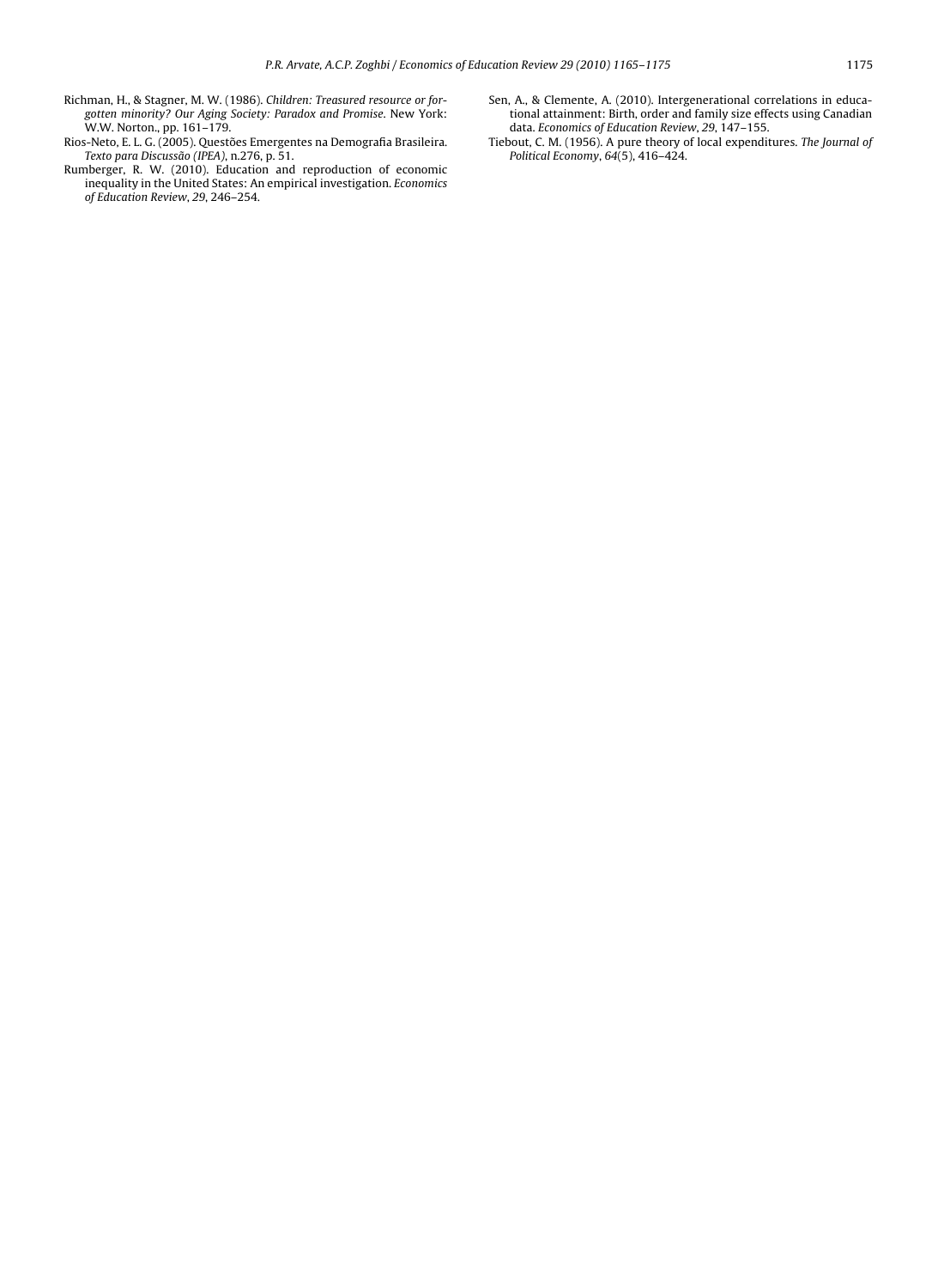Richman, H., & Stagner, M. W. (1986). *Children: Treasured resource or forgotten minority? Our Aging Society: Paradox and Promise*. New York: W.W. Norton., pp. 161–179.

Rios-Neto, E. L. G. (2005). Questões Emergentes na Demografia Brasileira. *Texto para Discussão (IPEA)*, n.276, p. 51.

Rumberger, R. W. (2010). Education and reproduction of economic inequality in the United States: An empirical investigation. *Economics of Education Review*, *29*, 246–254.

Sen, A., & Clemente, A. (2010). Intergenerational correlations in educational attainment: Birth, order and family size effects using Canadian data. *Economics of Education Review*, *29*, 147–155.

Tiebout, C. M. (1956). A pure theory of local expenditures. *The Journal of Political Economy*, *64*(5), 416–424.